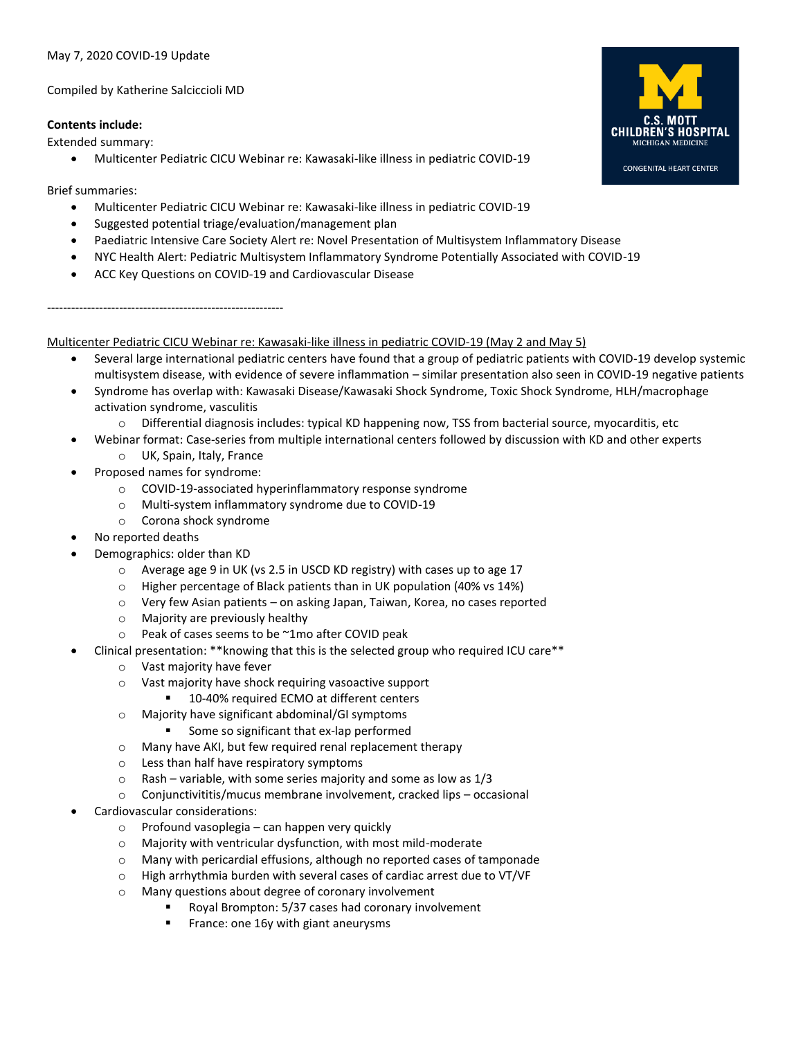May 7, 2020 COVID-19 Update

Compiled by Katherine Salciccioli MD

C.S. MOTT CHILDREN'S HOSPITAL
MICHIGAN MEDICINE
CONGENITAL HEART CENTER

**Contents include:**

Extended summary:

- Multicenter Pediatric CICU Webinar re: Kawasaki-like illness in pediatric COVID-19

Brief summaries:

- Multicenter Pediatric CICU Webinar re: Kawasaki-like illness in pediatric COVID-19
- Suggested potential triage/evaluation/management plan
- Paediatric Intensive Care Society Alert re: Novel Presentation of Multisystem Inflammatory Disease
- NYC Health Alert: Pediatric Multisystem Inflammatory Syndrome Potentially Associated with COVID-19
- ACC Key Questions on COVID-19 and Cardiovascular Disease

---

<u>Multicenter Pediatric CICU Webinar re: Kawasaki-like illness in pediatric COVID-19 (May 2 and May 5)</u>

- Several large international pediatric centers have found that a group of pediatric patients with COVID-19 develop systemic multisystem disease, with evidence of severe inflammation – similar presentation also seen in COVID-19 negative patients
- Syndrome has overlap with: Kawasaki Disease/Kawasaki Shock Syndrome, Toxic Shock Syndrome, HLH/macrophage activation syndrome, vasculitis
  - Differential diagnosis includes: typical KD happening now, TSS from bacterial source, myocarditis, etc
- Webinar format: Case-series from multiple international centers followed by discussion with KD and other experts
  - UK, Spain, Italy, France
- Proposed names for syndrome:
  - COVID-19-associated hyperinflammatory response syndrome
  - Multi-system inflammatory syndrome due to COVID-19
  - Corona shock syndrome
- No reported deaths
- Demographics: older than KD
  - Average age 9 in UK (vs 2.5 in USCD KD registry) with cases up to age 17
  - Higher percentage of Black patients than in UK population (40% vs 14%)
  - Very few Asian patients – on asking Japan, Taiwan, Korea, no cases reported
  - Majority are previously healthy
  - Peak of cases seems to be ~1mo after COVID peak
- Clinical presentation: **knowing that this is the selected group who required ICU care**
  - Vast majority have fever
  - Vast majority have shock requiring vasoactive support
    - 10-40% required ECMO at different centers
  - Majority have significant abdominal/GI symptoms
    - Some so significant that ex-lap performed
  - Many have AKI, but few required renal replacement therapy
  - Less than half have respiratory symptoms
  - Rash – variable, with some series majority and some as low as 1/3
  - Conjunctivititis/mucus membrane involvement, cracked lips – occasional
- Cardiovascular considerations:
  - Profound vasoplegia – can happen very quickly
  - Majority with ventricular dysfunction, with most mild-moderate
  - Many with pericardial effusions, although no reported cases of tamponade
  - High arrhythmia burden with several cases of cardiac arrest due to VT/VF
  - Many questions about degree of coronary involvement
    - Royal Brompton: 5/37 cases had coronary involvement
    - France: one 16y with giant aneurysms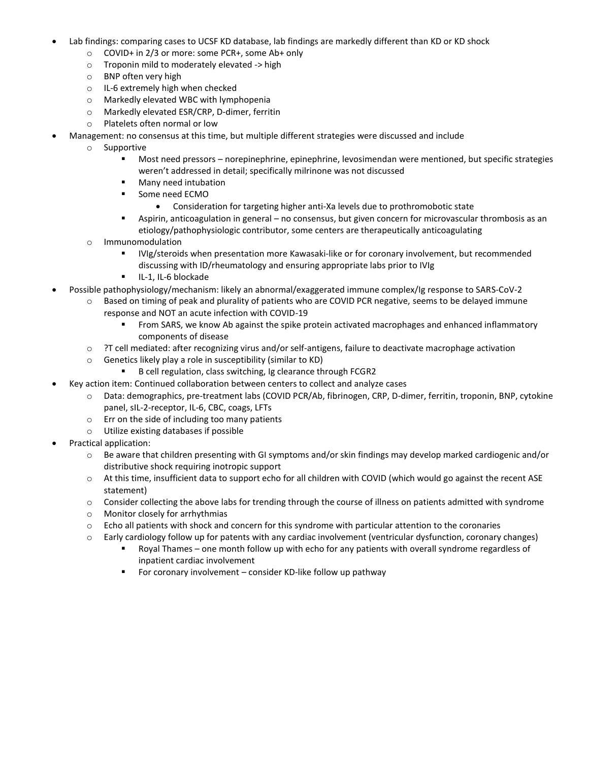- Lab findings: comparing cases to UCSF KD database, lab findings are markedly different than KD or KD shock
  - COVID+ in 2/3 or more: some PCR+, some Ab+ only
  - Troponin mild to moderately elevated -> high
  - BNP often very high
  - IL-6 extremely high when checked
  - Markedly elevated WBC with lymphopenia
  - Markedly elevated ESR/CRP, D-dimer, ferritin
  - Platelets often normal or low
- Management: no consensus at this time, but multiple different strategies were discussed and include
  - Supportive
    - Most need pressors – norepinephrine, epinephrine, levosimendan were mentioned, but specific strategies weren't addressed in detail; specifically milrinone was not discussed
    - Many need intubation
    - Some need ECMO
      - Consideration for targeting higher anti-Xa levels due to prothromobotic state
    - Aspirin, anticoagulation in general – no consensus, but given concern for microvascular thrombosis as an etiology/pathophysiologic contributor, some centers are therapeutically anticoagulating
  - Immunomodulation
    - IVIg/steroids when presentation more Kawasaki-like or for coronary involvement, but recommended discussing with ID/rheumatology and ensuring appropriate labs prior to IVIg
    - IL-1, IL-6 blockade
- Possible pathophysiology/mechanism: likely an abnormal/exaggerated immune complex/Ig response to SARS-CoV-2
  - Based on timing of peak and plurality of patients who are COVID PCR negative, seems to be delayed immune response and NOT an acute infection with COVID-19
    - From SARS, we know Ab against the spike protein activated macrophages and enhanced inflammatory components of disease
  - ?T cell mediated: after recognizing virus and/or self-antigens, failure to deactivate macrophage activation
  - Genetics likely play a role in susceptibility (similar to KD)
    - B cell regulation, class switching, Ig clearance through FCGR2
- Key action item: Continued collaboration between centers to collect and analyze cases
  - Data: demographics, pre-treatment labs (COVID PCR/Ab, fibrinogen, CRP, D-dimer, ferritin, troponin, BNP, cytokine panel, sIL-2-receptor, IL-6, CBC, coags, LFTs
  - Err on the side of including too many patients
  - Utilize existing databases if possible
- Practical application:
  - Be aware that children presenting with GI symptoms and/or skin findings may develop marked cardiogenic and/or distributive shock requiring inotropic support
  - At this time, insufficient data to support echo for all children with COVID (which would go against the recent ASE statement)
  - Consider collecting the above labs for trending through the course of illness on patients admitted with syndrome
  - Monitor closely for arrhythmias
  - Echo all patients with shock and concern for this syndrome with particular attention to the coronaries
  - Early cardiology follow up for patents with any cardiac involvement (ventricular dysfunction, coronary changes)
    - Royal Thames – one month follow up with echo for any patients with overall syndrome regardless of inpatient cardiac involvement
    - For coronary involvement – consider KD-like follow up pathway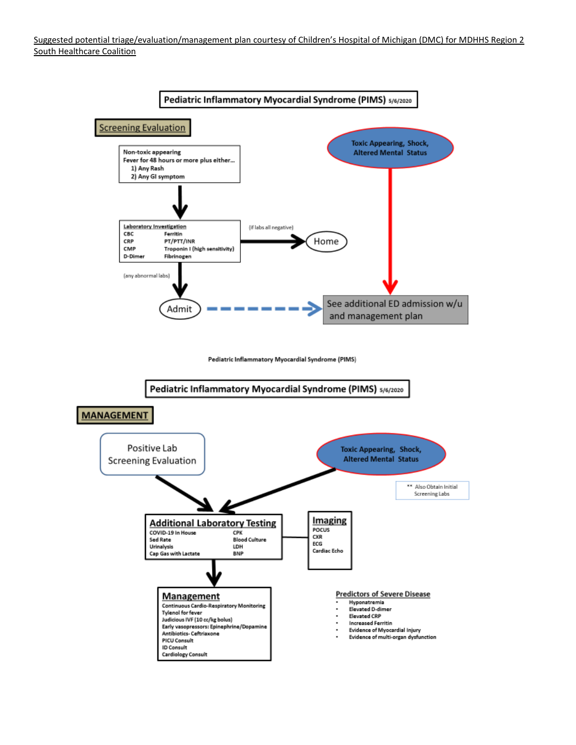Suggested potential triage/evaluation/management plan courtesy of Children's Hospital of Michigan (DMC) for MDHHS Region 2 South Healthcare Coalition

## Pediatric Inflammatory Myocardial Syndrome (PIMS) 5/6/2020

### Screening Evaluation

Non-toxic appearing
Fever for 48 hours or more plus either…
1) Any Rash
2) Any GI symptom

**Laboratory Investigation**

| | |
|---|---|
| CBC | Ferritin |
| CRP | PT/PTT/INR |
| CMP | Troponin I (high sensitivity) |
| D-Dimer | Fibrinogen |

(if labs all negative) → Home

(any abnormal labs) → Admit → See additional ED admission w/u and management plan

Toxic Appearing, Shock, Altered Mental Status → See additional ED admission w/u and management plan

Pediatric Inflammatory Myocardial Syndrome (PIMS)

## Pediatric Inflammatory Myocardial Syndrome (PIMS) 5/6/2020

### MANAGEMENT

Positive Lab Screening Evaluation → Additional Laboratory Testing

Toxic Appearing, Shock, Altered Mental Status → Additional Laboratory Testing

** Also Obtain Initial Screening Labs

**Additional Laboratory Testing**

| | |
|---|---|
| COVID-19 In House | CPK |
| Sed Rate | Blood Culture |
| Urinalysis | LDH |
| Cap Gas with Lactate | BNP |

**Imaging**
- POCUS
- CXR
- ECG
- Cardiac Echo

**Management**
- Continuous Cardio-Respiratory Monitoring
- Tylenol for fever
- Judicious IVF (10 cc/kg bolus)
- Early vasopressors: Epinephrine/Dopamine
- Antibiotics- Ceftriaxone
- PICU Consult
- ID Consult
- Cardiology Consult

**Predictors of Severe Disease**
- Hyponatremia
- Elevated D-dimer
- Elevated CRP
- Increased Ferritin
- Evidence of Myocardial Injury
- Evidence of multi-organ dysfunction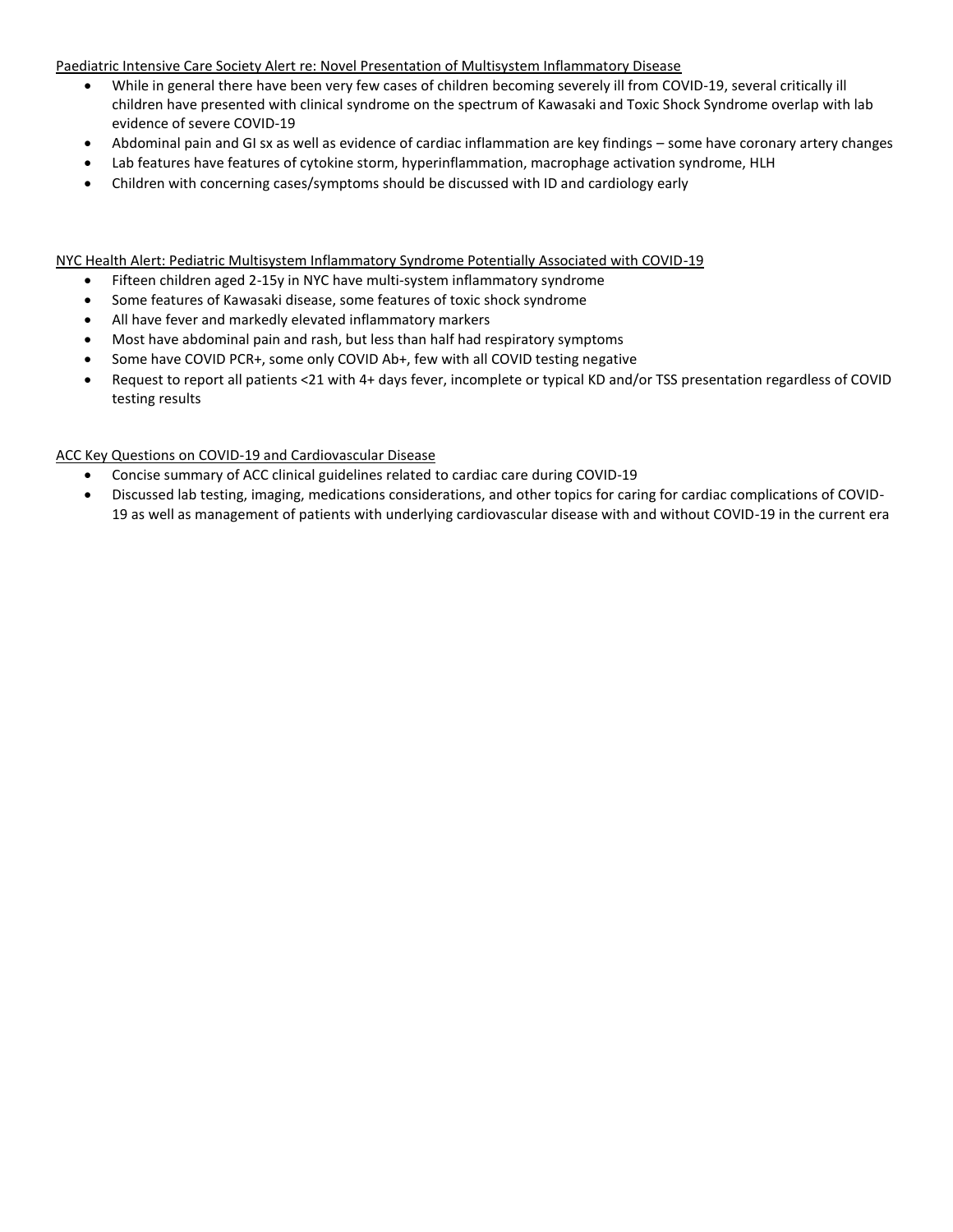<u>Paediatric Intensive Care Society Alert re: Novel Presentation of Multisystem Inflammatory Disease</u>

- While in general there have been very few cases of children becoming severely ill from COVID-19, several critically ill children have presented with clinical syndrome on the spectrum of Kawasaki and Toxic Shock Syndrome overlap with lab evidence of severe COVID-19
- Abdominal pain and GI sx as well as evidence of cardiac inflammation are key findings – some have coronary artery changes
- Lab features have features of cytokine storm, hyperinflammation, macrophage activation syndrome, HLH
- Children with concerning cases/symptoms should be discussed with ID and cardiology early

<u>NYC Health Alert: Pediatric Multisystem Inflammatory Syndrome Potentially Associated with COVID-19</u>

- Fifteen children aged 2-15y in NYC have multi-system inflammatory syndrome
- Some features of Kawasaki disease, some features of toxic shock syndrome
- All have fever and markedly elevated inflammatory markers
- Most have abdominal pain and rash, but less than half had respiratory symptoms
- Some have COVID PCR+, some only COVID Ab+, few with all COVID testing negative
- Request to report all patients <21 with 4+ days fever, incomplete or typical KD and/or TSS presentation regardless of COVID testing results

<u>ACC Key Questions on COVID-19 and Cardiovascular Disease</u>

- Concise summary of ACC clinical guidelines related to cardiac care during COVID-19
- Discussed lab testing, imaging, medications considerations, and other topics for caring for cardiac complications of COVID-19 as well as management of patients with underlying cardiovascular disease with and without COVID-19 in the current era